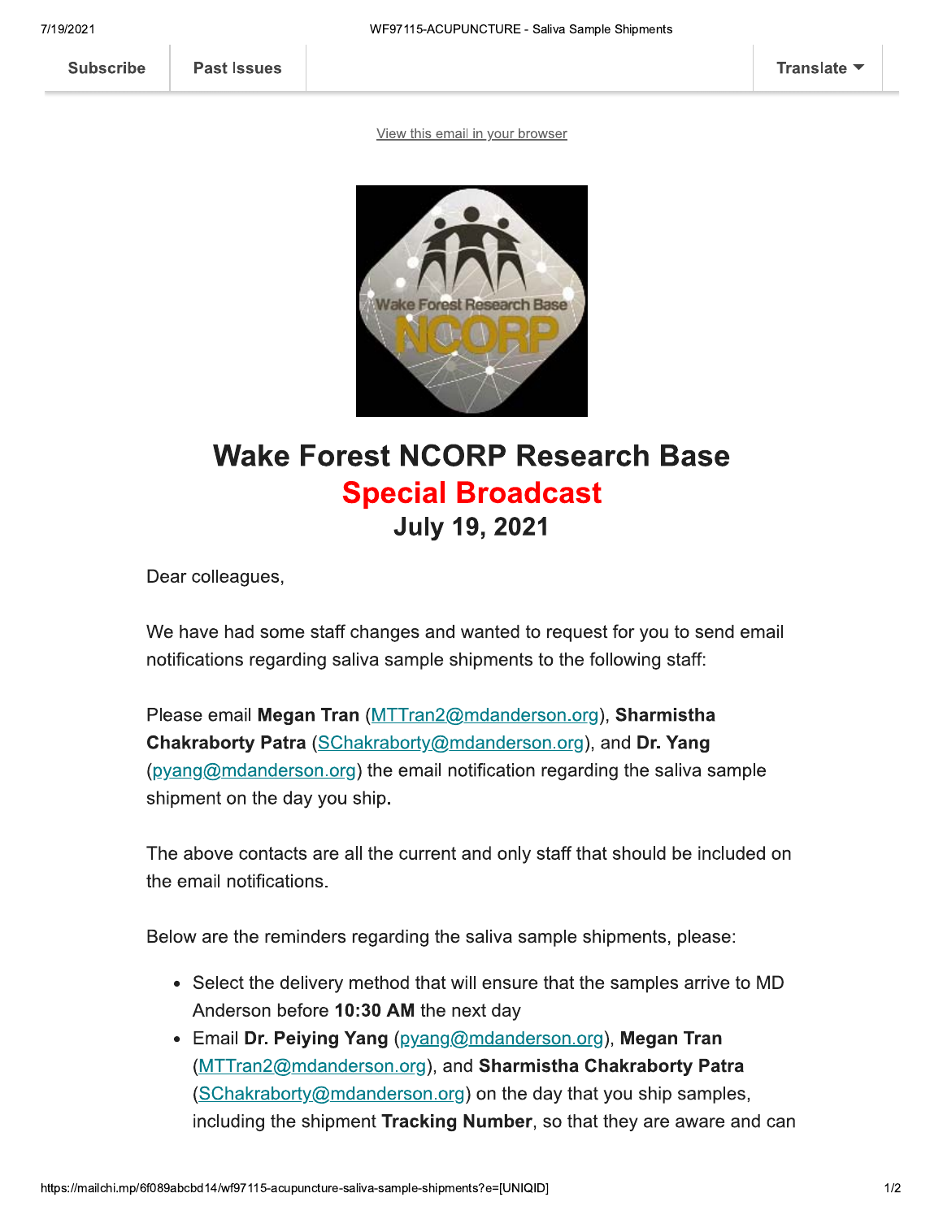Subscribe | Past Issues | Translate

View this email in your browser

# Wake Forest NCORP Research Base

## Special Broadcast

### July 19, 2021

Dear colleagues,

We have had some staff changes and wanted to request for you to send email notifications regarding saliva sample shipments to the following staff:

Please email **Megan Tran** (MTTran2@mdanderson.org), **Sharmistha Chakraborty Patra** (SChakraborty@mdanderson.org), and **Dr. Yang** (pyang@mdanderson.org) the email notification regarding the saliva sample shipment on the day you ship**.**

The above contacts are all the current and only staff that should be included on the email notifications.

Below are the reminders regarding the saliva sample shipments, please:

- Select the delivery method that will ensure that the samples arrive to MD Anderson before **10:30 AM** the next day
- Email **Dr. Peiying Yang** (pyang@mdanderson.org), **Megan Tran** (MTTran2@mdanderson.org), and **Sharmistha Chakraborty Patra** (SChakraborty@mdanderson.org) on the day that you ship samples, including the shipment **Tracking Number**, so that they are aware and can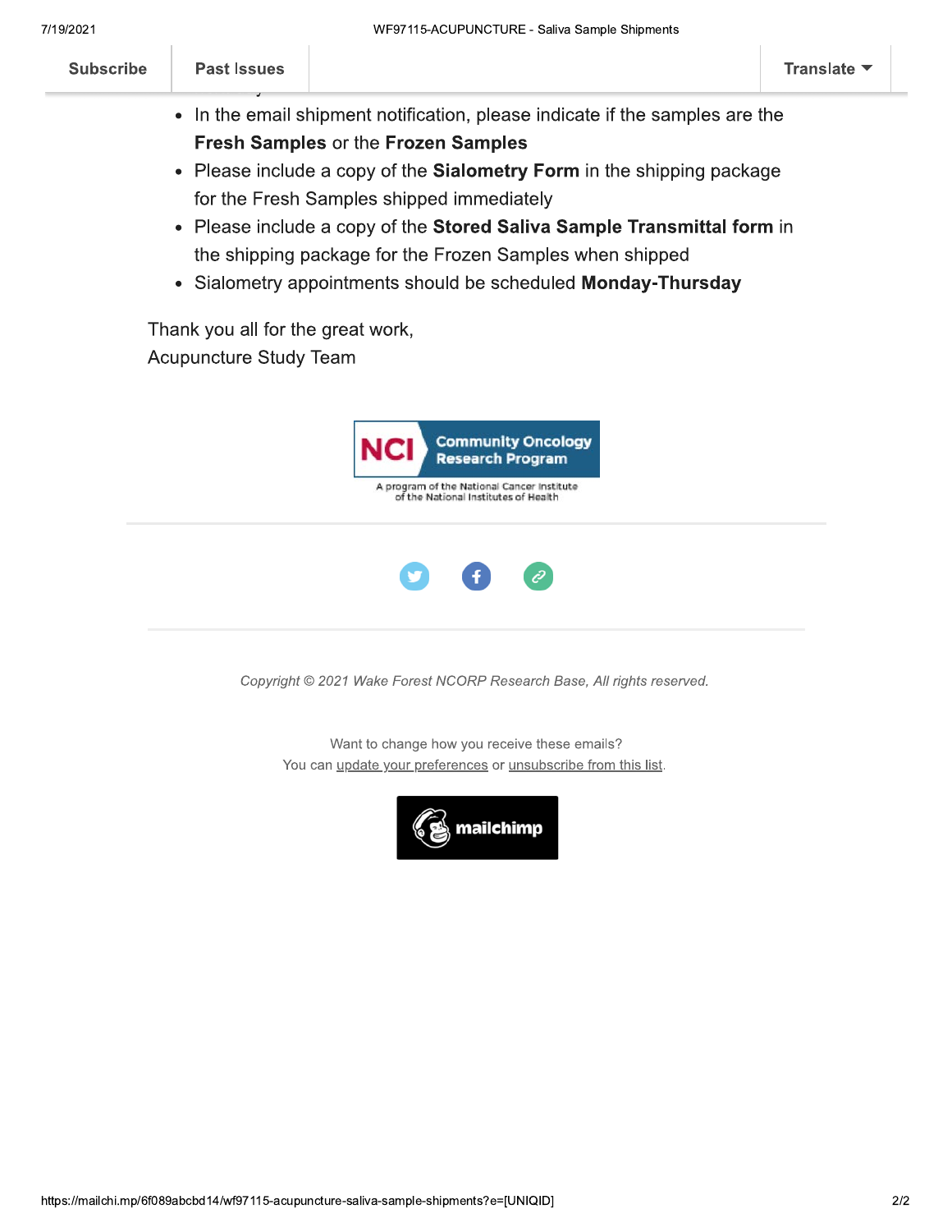- In the email shipment notification, please indicate if the samples are the **Fresh Samples** or the **Frozen Samples**
- Please include a copy of the **Sialometry Form** in the shipping package for the Fresh Samples shipped immediately
- Please include a copy of the **Stored Saliva Sample Transmittal form** in the shipping package for the Frozen Samples when shipped
- Sialometry appointments should be scheduled **Monday-Thursday**

Thank you all for the great work,
Acupuncture Study Team

NCI Community Oncology Research Program
A program of the National Cancer Institute of the National Institutes of Health

*Copyright © 2021 Wake Forest NCORP Research Base, All rights reserved.*

Want to change how you receive these emails?
You can update your preferences or unsubscribe from this list.

mailchimp